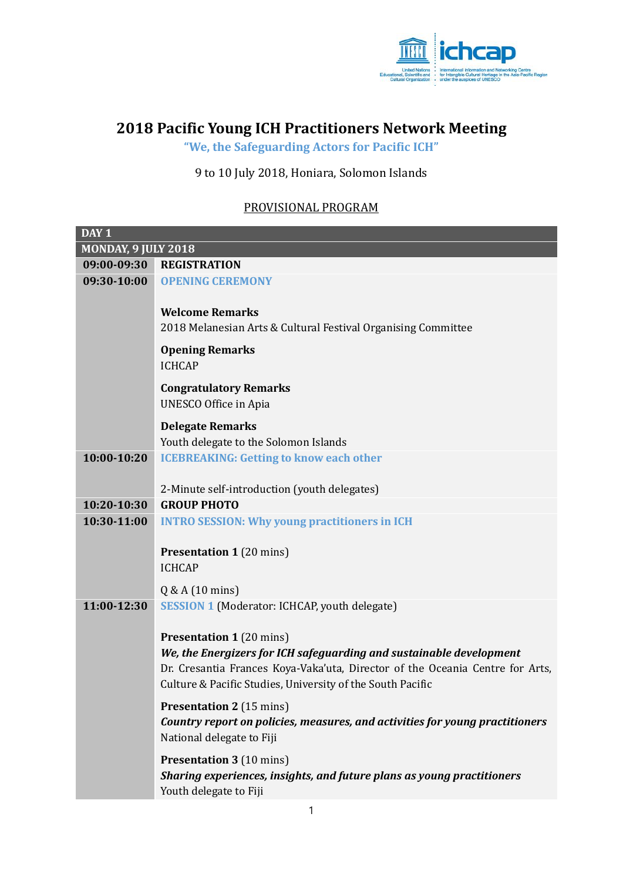# 2018 Pacific Young ICH Practitioners Network Meeting

**"We, the Safeguarding Actors for Pacific ICH"**

9 to 10 July 2018, Honiara, Solomon Islands

PROVISIONAL PROGRAM

| DAY 1 | |
|---|---|
| **MONDAY, 9 JULY 2018** | |
| **09:00-09:30** | **REGISTRATION** |
| **09:30-10:00** | **OPENING CEREMONY**<br><br>**Welcome Remarks**<br>2018 Melanesian Arts & Cultural Festival Organising Committee<br><br>**Opening Remarks**<br>ICHCAP<br><br>**Congratulatory Remarks**<br>UNESCO Office in Apia<br><br>**Delegate Remarks**<br>Youth delegate to the Solomon Islands |
| **10:00-10:20** | **ICEBREAKING: Getting to know each other**<br><br>2-Minute self-introduction (youth delegates) |
| **10:20-10:30** | **GROUP PHOTO** |
| **10:30-11:00** | **INTRO SESSION: Why young practitioners in ICH**<br><br>**Presentation 1** (20 mins)<br>ICHCAP<br><br>Q & A (10 mins) |
| **11:00-12:30** | **SESSION 1** (Moderator: ICHCAP, youth delegate)<br><br>**Presentation 1** (20 mins)<br>***We, the Energizers for ICH safeguarding and sustainable development***<br>Dr. Cresantia Frances Koya-Vaka'uta, Director of the Oceania Centre for Arts, Culture & Pacific Studies, University of the South Pacific<br><br>**Presentation 2** (15 mins)<br>***Country report on policies, measures, and activities for young practitioners***<br>National delegate to Fiji<br><br>**Presentation 3** (10 mins)<br>***Sharing experiences, insights, and future plans as young practitioners***<br>Youth delegate to Fiji |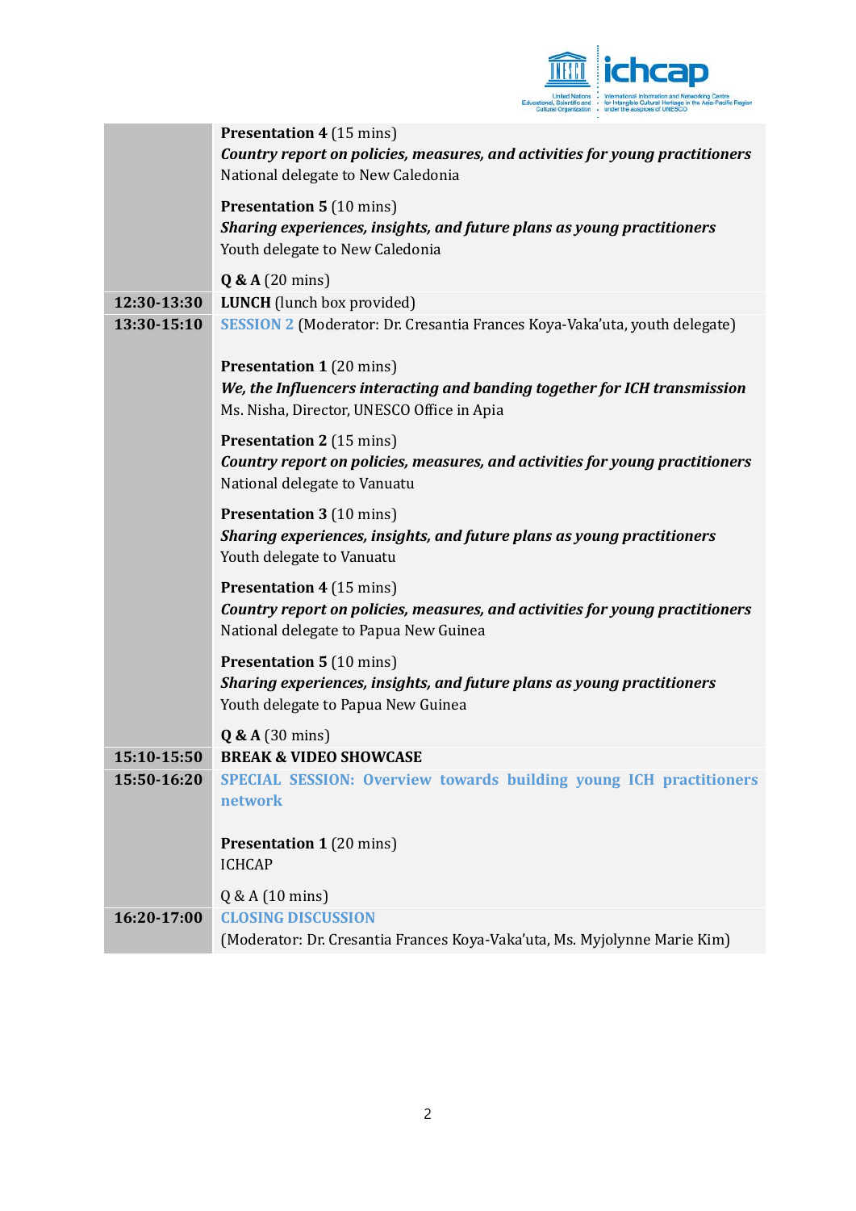| | |
|---|---|
| | **Presentation 4** (15 mins)<br>***Country report on policies, measures, and activities for young practitioners***<br>National delegate to New Caledonia<br><br>**Presentation 5** (10 mins)<br>***Sharing experiences, insights, and future plans as young practitioners***<br>Youth delegate to New Caledonia<br><br>**Q & A** (20 mins) |
| **12:30-13:30** | **LUNCH** (lunch box provided) |
| **13:30-15:10** | SESSION 2 (Moderator: Dr. Cresantia Frances Koya-Vaka'uta, youth delegate)<br><br>**Presentation 1** (20 mins)<br>***We, the Influencers interacting and banding together for ICH transmission***<br>Ms. Nisha, Director, UNESCO Office in Apia<br><br>**Presentation 2** (15 mins)<br>***Country report on policies, measures, and activities for young practitioners***<br>National delegate to Vanuatu<br><br>**Presentation 3** (10 mins)<br>***Sharing experiences, insights, and future plans as young practitioners***<br>Youth delegate to Vanuatu<br><br>**Presentation 4** (15 mins)<br>***Country report on policies, measures, and activities for young practitioners***<br>National delegate to Papua New Guinea<br><br>**Presentation 5** (10 mins)<br>***Sharing experiences, insights, and future plans as young practitioners***<br>Youth delegate to Papua New Guinea<br><br>**Q & A** (30 mins) |
| **15:10-15:50** | **BREAK & VIDEO SHOWCASE** |
| **15:50-16:20** | **SPECIAL SESSION: Overview towards building young ICH practitioners network**<br><br>**Presentation 1** (20 mins)<br>ICHCAP<br><br>Q & A (10 mins) |
| **16:20-17:00** | **CLOSING DISCUSSION**<br>(Moderator: Dr. Cresantia Frances Koya-Vaka'uta, Ms. Myjolynne Marie Kim) |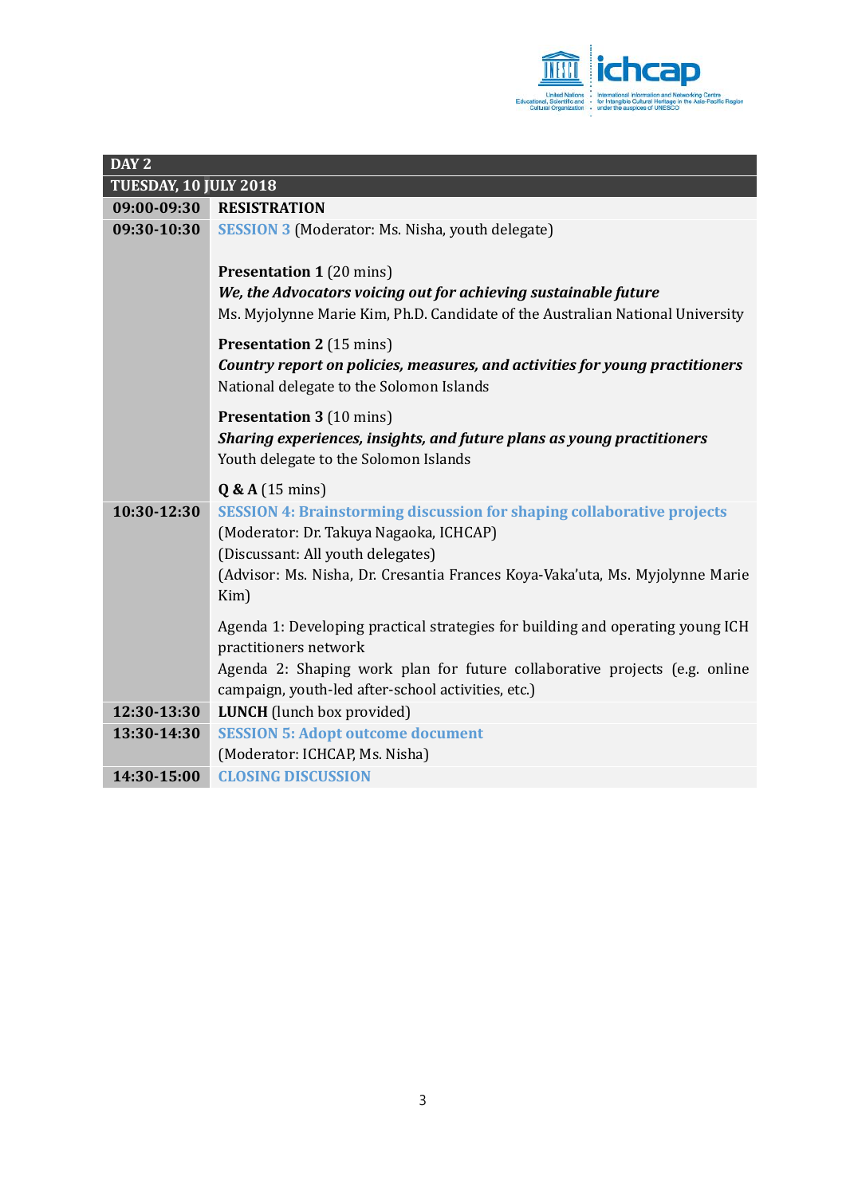| DAY 2 | |
|---|---|
| **TUESDAY, 10 JULY 2018** | |
| **09:00-09:30** | **RESISTRATION** |
| **09:30-10:30** | **SESSION 3** (Moderator: Ms. Nisha, youth delegate)<br><br>**Presentation 1** (20 mins)<br>***We, the Advocators voicing out for achieving sustainable future***<br>Ms. Myjolynne Marie Kim, Ph.D. Candidate of the Australian National University<br><br>**Presentation 2** (15 mins)<br>***Country report on policies, measures, and activities for young practitioners***<br>National delegate to the Solomon Islands<br><br>**Presentation 3** (10 mins)<br>***Sharing experiences, insights, and future plans as young practitioners***<br>Youth delegate to the Solomon Islands<br><br>**Q & A** (15 mins) |
| **10:30-12:30** | **SESSION 4: Brainstorming discussion for shaping collaborative projects**<br>(Moderator: Dr. Takuya Nagaoka, ICHCAP)<br>(Discussant: All youth delegates)<br>(Advisor: Ms. Nisha, Dr. Cresantia Frances Koya-Vaka'uta, Ms. Myjolynne Marie Kim)<br><br>Agenda 1: Developing practical strategies for building and operating young ICH practitioners network<br>Agenda 2: Shaping work plan for future collaborative projects (e.g. online campaign, youth-led after-school activities, etc.) |
| **12:30-13:30** | **LUNCH** (lunch box provided) |
| **13:30-14:30** | **SESSION 5: Adopt outcome document**<br>(Moderator: ICHCAP, Ms. Nisha) |
| **14:30-15:00** | **CLOSING DISCUSSION** |